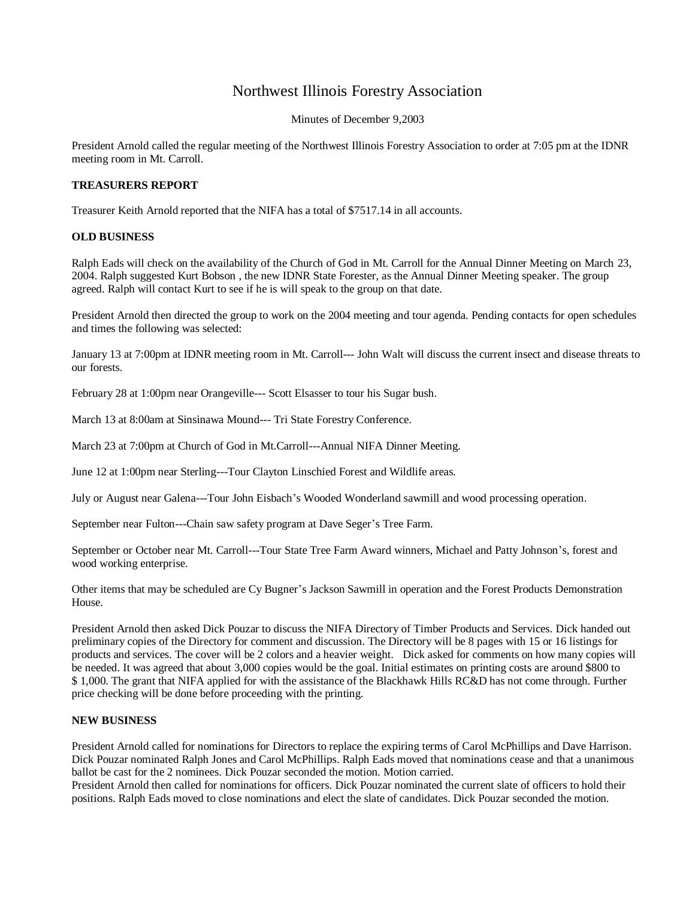# Northwest Illinois Forestry Association

Minutes of December 9,2003

President Arnold called the regular meeting of the Northwest Illinois Forestry Association to order at 7:05 pm at the IDNR meeting room in Mt. Carroll.

**TREASURERS REPORT**

Treasurer Keith Arnold reported that the NIFA has a total of $7517.14 in all accounts.

**OLD BUSINESS**

Ralph Eads will check on the availability of the Church of God in Mt. Carroll for the Annual Dinner Meeting on March 23, 2004. Ralph suggested Kurt Bobson , the new IDNR State Forester, as the Annual Dinner Meeting speaker. The group agreed. Ralph will contact Kurt to see if he is will speak to the group on that date.

President Arnold then directed the group to work on the 2004 meeting and tour agenda. Pending contacts for open schedules and times the following was selected:

January 13 at 7:00pm at IDNR meeting room in Mt. Carroll--- John Walt will discuss the current insect and disease threats to our forests.

February 28 at 1:00pm near Orangeville--- Scott Elsasser to tour his Sugar bush.

March 13 at 8:00am at Sinsinawa Mound--- Tri State Forestry Conference.

March 23 at 7:00pm at Church of God in Mt.Carroll---Annual NIFA Dinner Meeting.

June 12 at 1:00pm near Sterling---Tour Clayton Linschied Forest and Wildlife areas.

July or August near Galena---Tour John Eisbach's Wooded Wonderland sawmill and wood processing operation.

September near Fulton---Chain saw safety program at Dave Seger's Tree Farm.

September or October near Mt. Carroll---Tour State Tree Farm Award winners, Michael and Patty Johnson's, forest and wood working enterprise.

Other items that may be scheduled are Cy Bugner's Jackson Sawmill in operation and the Forest Products Demonstration House.

President Arnold then asked Dick Pouzar to discuss the NIFA Directory of Timber Products and Services. Dick handed out preliminary copies of the Directory for comment and discussion. The Directory will be 8 pages with 15 or 16 listings for products and services. The cover will be 2 colors and a heavier weight. Dick asked for comments on how many copies will be needed. It was agreed that about 3,000 copies would be the goal. Initial estimates on printing costs are around $800 to $ 1,000. The grant that NIFA applied for with the assistance of the Blackhawk Hills RC&D has not come through. Further price checking will be done before proceeding with the printing.

**NEW BUSINESS**

President Arnold called for nominations for Directors to replace the expiring terms of Carol McPhillips and Dave Harrison. Dick Pouzar nominated Ralph Jones and Carol McPhillips. Ralph Eads moved that nominations cease and that a unanimous ballot be cast for the 2 nominees. Dick Pouzar seconded the motion. Motion carried.
President Arnold then called for nominations for officers. Dick Pouzar nominated the current slate of officers to hold their positions. Ralph Eads moved to close nominations and elect the slate of candidates. Dick Pouzar seconded the motion.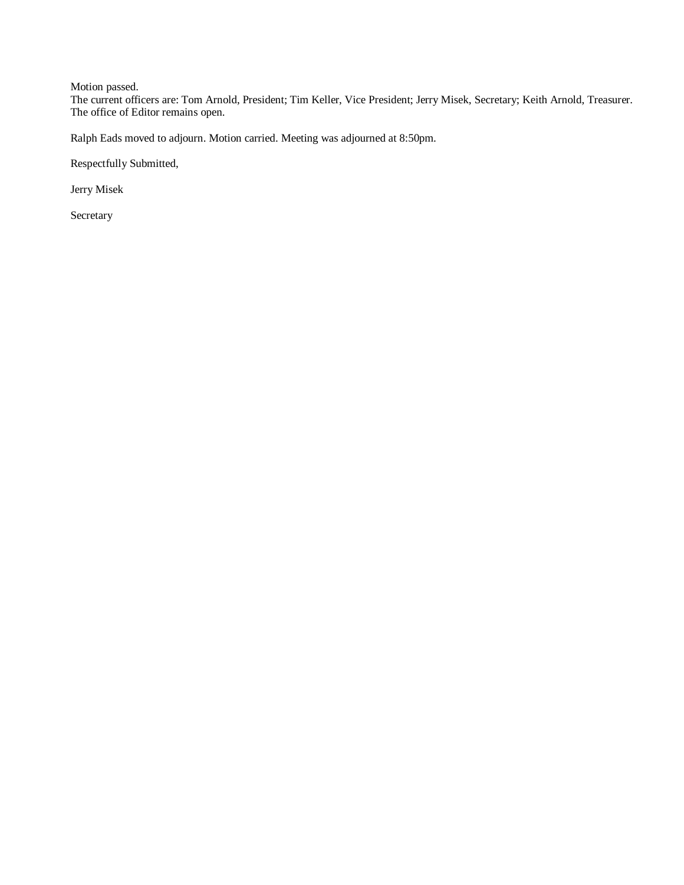Motion passed.
The current officers are: Tom Arnold, President; Tim Keller, Vice President; Jerry Misek, Secretary; Keith Arnold, Treasurer. The office of Editor remains open.

Ralph Eads moved to adjourn. Motion carried. Meeting was adjourned at 8:50pm.

Respectfully Submitted,

Jerry Misek

Secretary